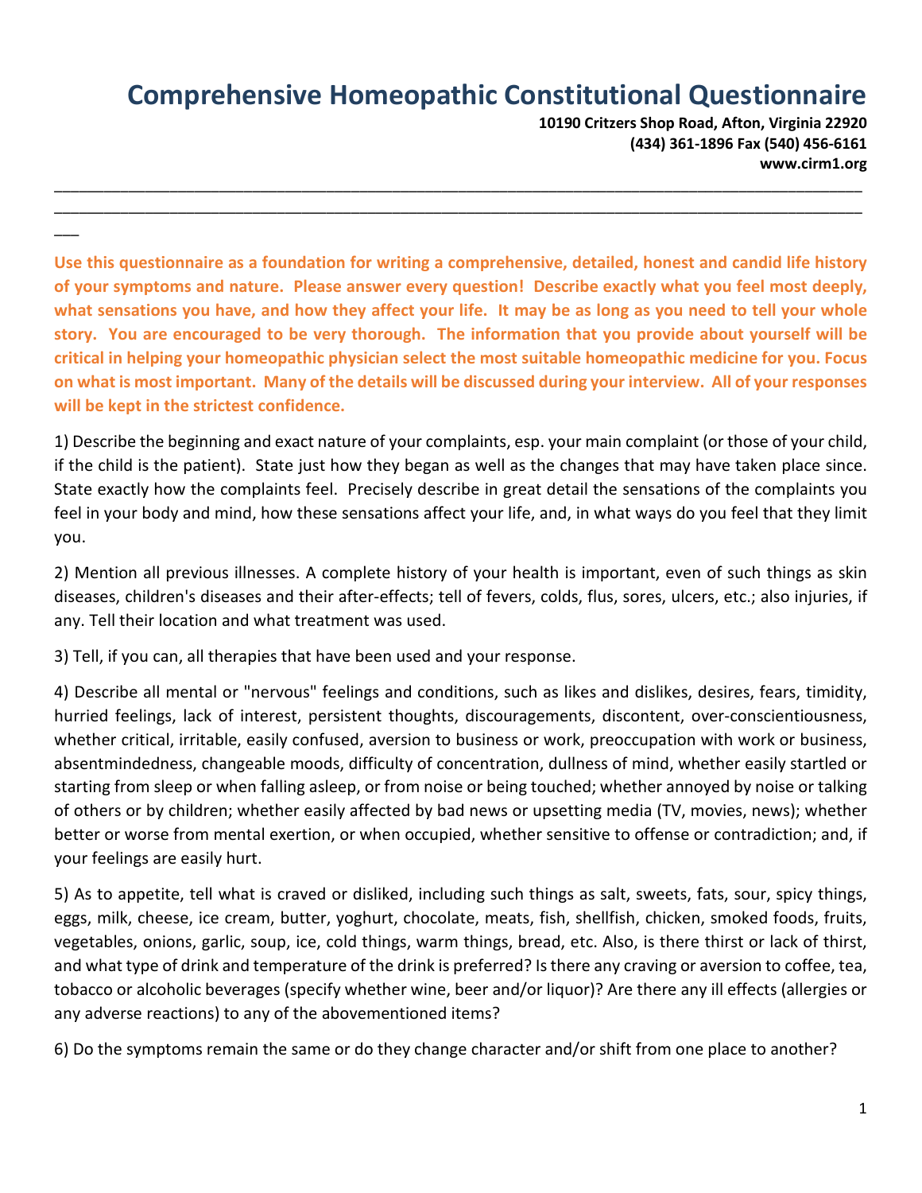# Comprehensive Homeopathic Constitutional Questionnaire

**10190 Critzers Shop Road, Afton, Virginia 22920**
**(434) 361-1896 Fax (540) 456-6161**
**www.cirm1.org**

---

**Use this questionnaire as a foundation for writing a comprehensive, detailed, honest and candid life history of your symptoms and nature. Please answer every question! Describe exactly what you feel most deeply, what sensations you have, and how they affect your life. It may be as long as you need to tell your whole story. You are encouraged to be very thorough. The information that you provide about yourself will be critical in helping your homeopathic physician select the most suitable homeopathic medicine for you. Focus on what is most important. Many of the details will be discussed during your interview. All of your responses will be kept in the strictest confidence.**

1) Describe the beginning and exact nature of your complaints, esp. your main complaint (or those of your child, if the child is the patient). State just how they began as well as the changes that may have taken place since. State exactly how the complaints feel. Precisely describe in great detail the sensations of the complaints you feel in your body and mind, how these sensations affect your life, and, in what ways do you feel that they limit you.

2) Mention all previous illnesses. A complete history of your health is important, even of such things as skin diseases, children's diseases and their after-effects; tell of fevers, colds, flus, sores, ulcers, etc.; also injuries, if any. Tell their location and what treatment was used.

3) Tell, if you can, all therapies that have been used and your response.

4) Describe all mental or "nervous" feelings and conditions, such as likes and dislikes, desires, fears, timidity, hurried feelings, lack of interest, persistent thoughts, discouragements, discontent, over-conscientiousness, whether critical, irritable, easily confused, aversion to business or work, preoccupation with work or business, absentmindedness, changeable moods, difficulty of concentration, dullness of mind, whether easily startled or starting from sleep or when falling asleep, or from noise or being touched; whether annoyed by noise or talking of others or by children; whether easily affected by bad news or upsetting media (TV, movies, news); whether better or worse from mental exertion, or when occupied, whether sensitive to offense or contradiction; and, if your feelings are easily hurt.

5) As to appetite, tell what is craved or disliked, including such things as salt, sweets, fats, sour, spicy things, eggs, milk, cheese, ice cream, butter, yoghurt, chocolate, meats, fish, shellfish, chicken, smoked foods, fruits, vegetables, onions, garlic, soup, ice, cold things, warm things, bread, etc. Also, is there thirst or lack of thirst, and what type of drink and temperature of the drink is preferred? Is there any craving or aversion to coffee, tea, tobacco or alcoholic beverages (specify whether wine, beer and/or liquor)? Are there any ill effects (allergies or any adverse reactions) to any of the abovementioned items?

6) Do the symptoms remain the same or do they change character and/or shift from one place to another?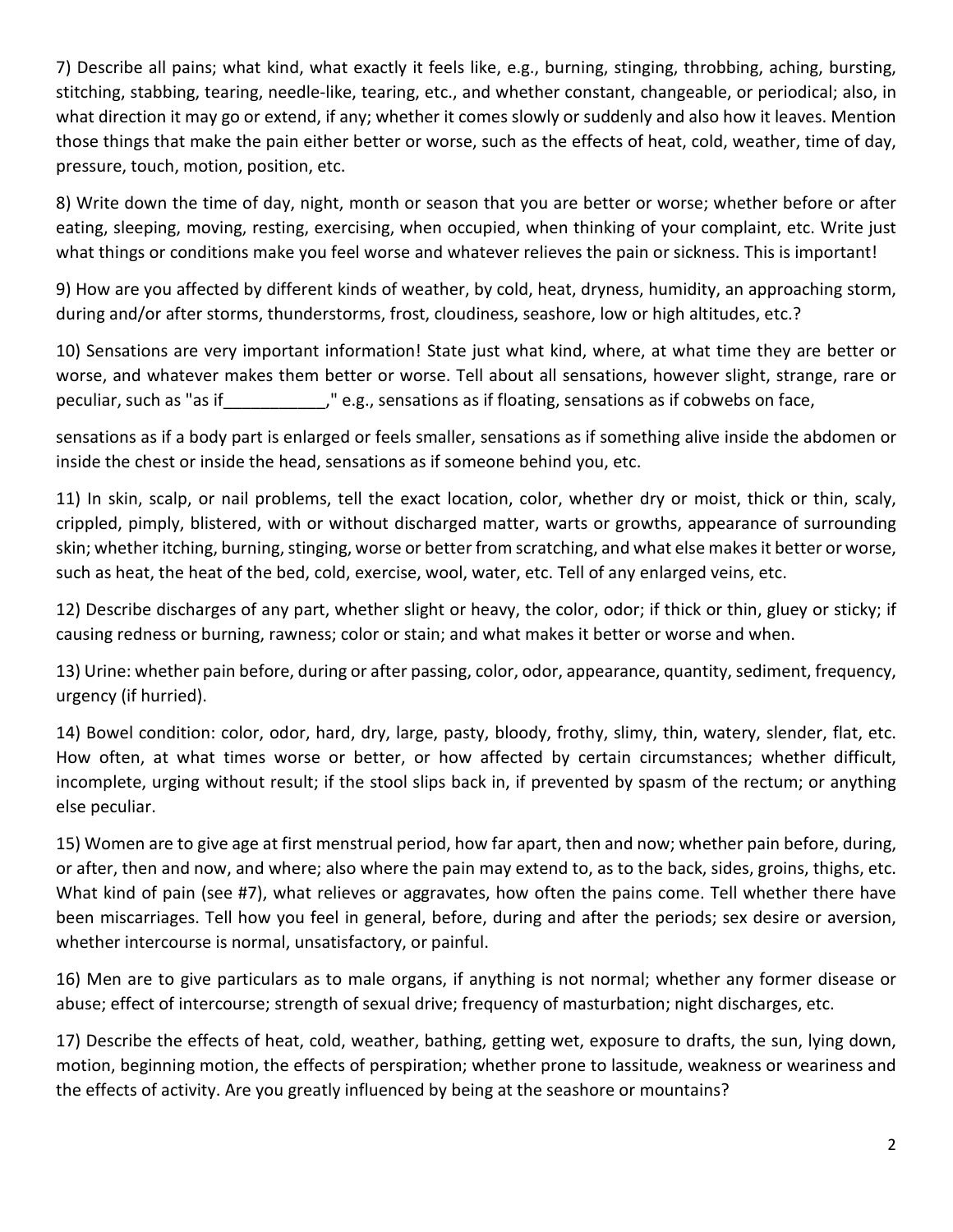7) Describe all pains; what kind, what exactly it feels like, e.g., burning, stinging, throbbing, aching, bursting, stitching, stabbing, tearing, needle-like, tearing, etc., and whether constant, changeable, or periodical; also, in what direction it may go or extend, if any; whether it comes slowly or suddenly and also how it leaves. Mention those things that make the pain either better or worse, such as the effects of heat, cold, weather, time of day, pressure, touch, motion, position, etc.

8) Write down the time of day, night, month or season that you are better or worse; whether before or after eating, sleeping, moving, resting, exercising, when occupied, when thinking of your complaint, etc. Write just what things or conditions make you feel worse and whatever relieves the pain or sickness. This is important!

9) How are you affected by different kinds of weather, by cold, heat, dryness, humidity, an approaching storm, during and/or after storms, thunderstorms, frost, cloudiness, seashore, low or high altitudes, etc.?

10) Sensations are very important information! State just what kind, where, at what time they are better or worse, and whatever makes them better or worse. Tell about all sensations, however slight, strange, rare or peculiar, such as "as if___________," e.g., sensations as if floating, sensations as if cobwebs on face, sensations as if a body part is enlarged or feels smaller, sensations as if something alive inside the abdomen or inside the chest or inside the head, sensations as if someone behind you, etc.

11) In skin, scalp, or nail problems, tell the exact location, color, whether dry or moist, thick or thin, scaly, crippled, pimply, blistered, with or without discharged matter, warts or growths, appearance of surrounding skin; whether itching, burning, stinging, worse or better from scratching, and what else makes it better or worse, such as heat, the heat of the bed, cold, exercise, wool, water, etc. Tell of any enlarged veins, etc.

12) Describe discharges of any part, whether slight or heavy, the color, odor; if thick or thin, gluey or sticky; if causing redness or burning, rawness; color or stain; and what makes it better or worse and when.

13) Urine: whether pain before, during or after passing, color, odor, appearance, quantity, sediment, frequency, urgency (if hurried).

14) Bowel condition: color, odor, hard, dry, large, pasty, bloody, frothy, slimy, thin, watery, slender, flat, etc. How often, at what times worse or better, or how affected by certain circumstances; whether difficult, incomplete, urging without result; if the stool slips back in, if prevented by spasm of the rectum; or anything else peculiar.

15) Women are to give age at first menstrual period, how far apart, then and now; whether pain before, during, or after, then and now, and where; also where the pain may extend to, as to the back, sides, groins, thighs, etc. What kind of pain (see #7), what relieves or aggravates, how often the pains come. Tell whether there have been miscarriages. Tell how you feel in general, before, during and after the periods; sex desire or aversion, whether intercourse is normal, unsatisfactory, or painful.

16) Men are to give particulars as to male organs, if anything is not normal; whether any former disease or abuse; effect of intercourse; strength of sexual drive; frequency of masturbation; night discharges, etc.

17) Describe the effects of heat, cold, weather, bathing, getting wet, exposure to drafts, the sun, lying down, motion, beginning motion, the effects of perspiration; whether prone to lassitude, weakness or weariness and the effects of activity. Are you greatly influenced by being at the seashore or mountains?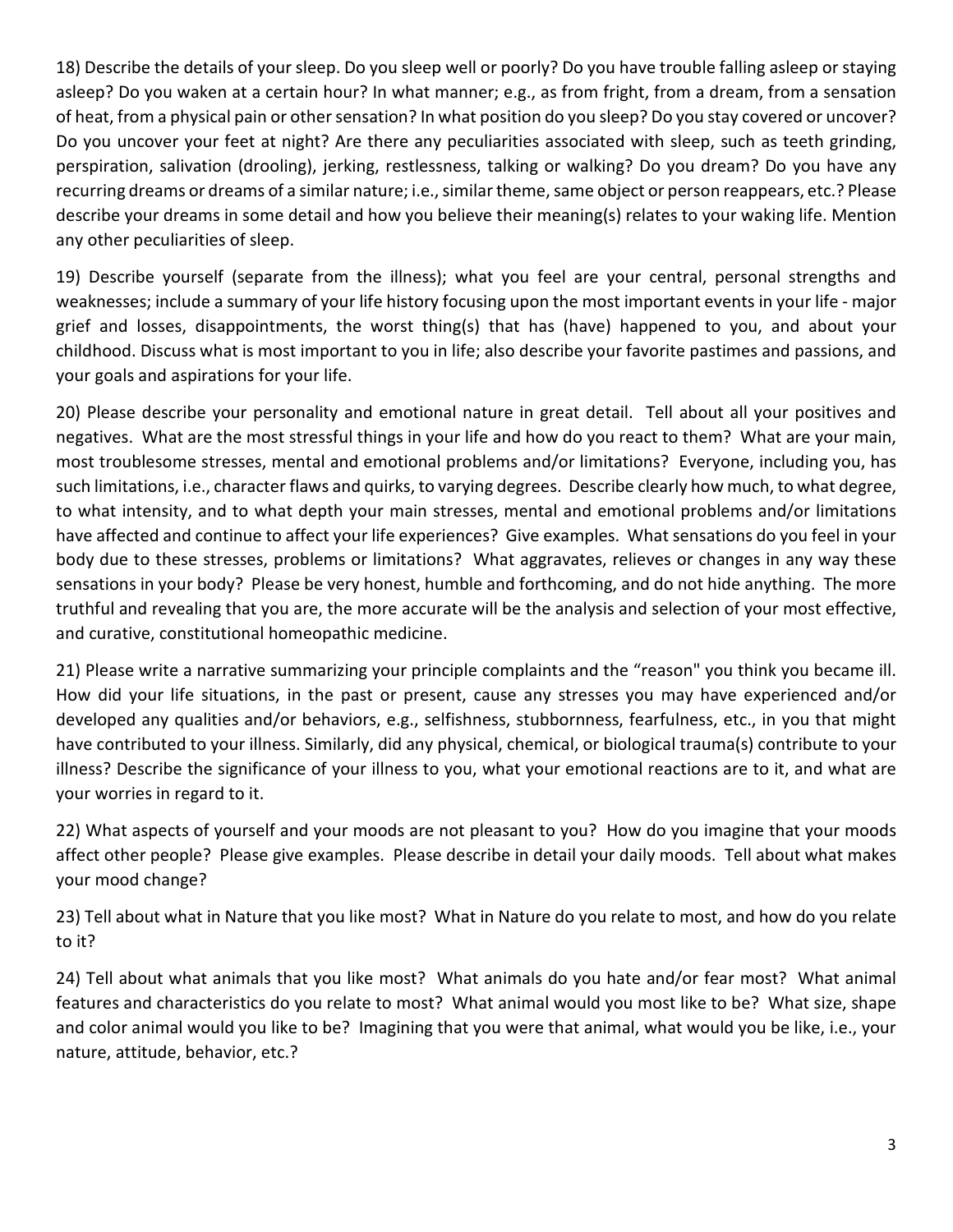18) Describe the details of your sleep. Do you sleep well or poorly? Do you have trouble falling asleep or staying asleep? Do you waken at a certain hour? In what manner; e.g., as from fright, from a dream, from a sensation of heat, from a physical pain or other sensation? In what position do you sleep? Do you stay covered or uncover? Do you uncover your feet at night? Are there any peculiarities associated with sleep, such as teeth grinding, perspiration, salivation (drooling), jerking, restlessness, talking or walking? Do you dream? Do you have any recurring dreams or dreams of a similar nature; i.e., similar theme, same object or person reappears, etc.? Please describe your dreams in some detail and how you believe their meaning(s) relates to your waking life. Mention any other peculiarities of sleep.

19) Describe yourself (separate from the illness); what you feel are your central, personal strengths and weaknesses; include a summary of your life history focusing upon the most important events in your life - major grief and losses, disappointments, the worst thing(s) that has (have) happened to you, and about your childhood. Discuss what is most important to you in life; also describe your favorite pastimes and passions, and your goals and aspirations for your life.

20) Please describe your personality and emotional nature in great detail. Tell about all your positives and negatives. What are the most stressful things in your life and how do you react to them? What are your main, most troublesome stresses, mental and emotional problems and/or limitations? Everyone, including you, has such limitations, i.e., character flaws and quirks, to varying degrees. Describe clearly how much, to what degree, to what intensity, and to what depth your main stresses, mental and emotional problems and/or limitations have affected and continue to affect your life experiences? Give examples. What sensations do you feel in your body due to these stresses, problems or limitations? What aggravates, relieves or changes in any way these sensations in your body? Please be very honest, humble and forthcoming, and do not hide anything. The more truthful and revealing that you are, the more accurate will be the analysis and selection of your most effective, and curative, constitutional homeopathic medicine.

21) Please write a narrative summarizing your principle complaints and the "reason" you think you became ill. How did your life situations, in the past or present, cause any stresses you may have experienced and/or developed any qualities and/or behaviors, e.g., selfishness, stubbornness, fearfulness, etc., in you that might have contributed to your illness. Similarly, did any physical, chemical, or biological trauma(s) contribute to your illness? Describe the significance of your illness to you, what your emotional reactions are to it, and what are your worries in regard to it.

22) What aspects of yourself and your moods are not pleasant to you? How do you imagine that your moods affect other people? Please give examples. Please describe in detail your daily moods. Tell about what makes your mood change?

23) Tell about what in Nature that you like most? What in Nature do you relate to most, and how do you relate to it?

24) Tell about what animals that you like most? What animals do you hate and/or fear most? What animal features and characteristics do you relate to most? What animal would you most like to be? What size, shape and color animal would you like to be? Imagining that you were that animal, what would you be like, i.e., your nature, attitude, behavior, etc.?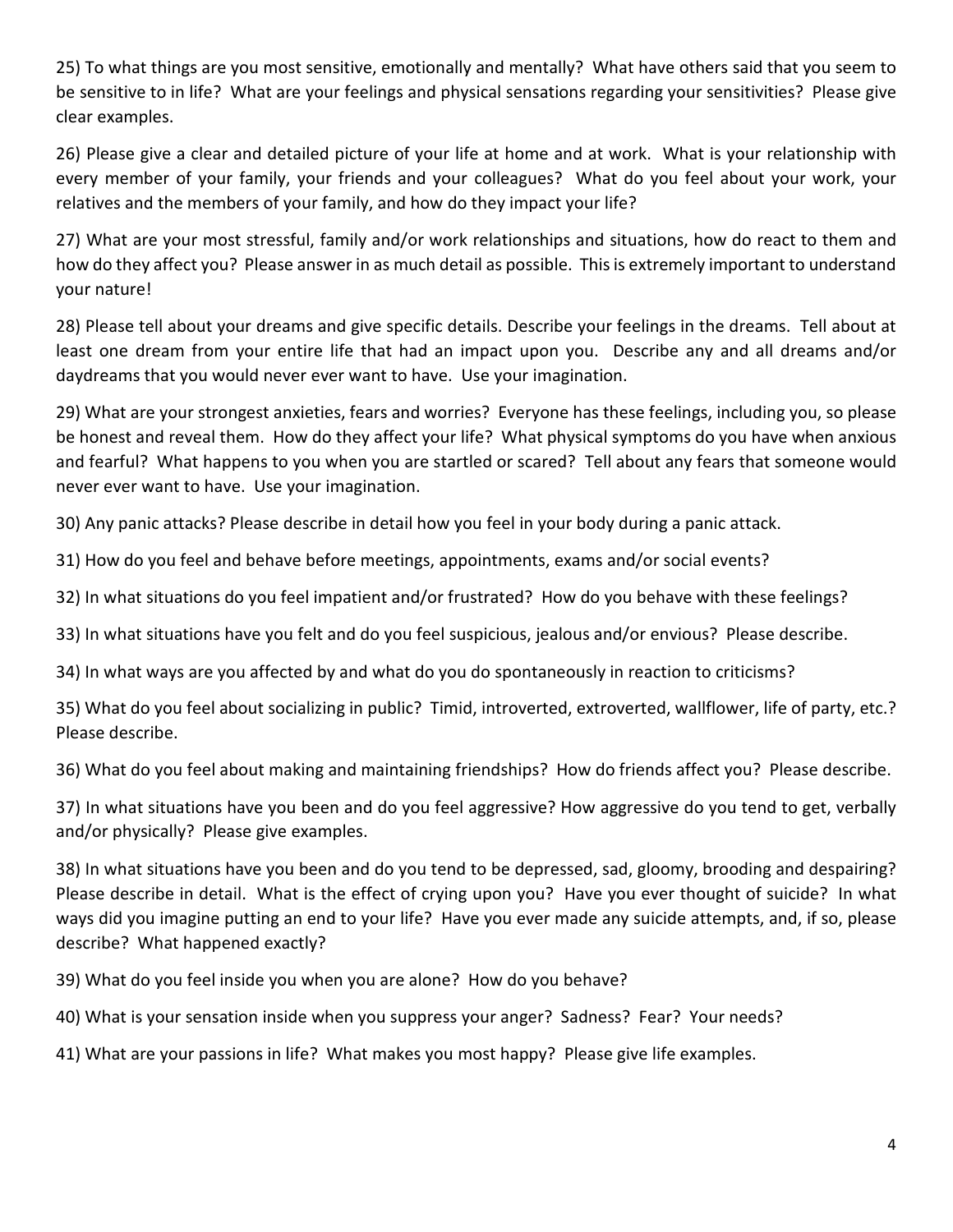25) To what things are you most sensitive, emotionally and mentally? What have others said that you seem to be sensitive to in life? What are your feelings and physical sensations regarding your sensitivities? Please give clear examples.

26) Please give a clear and detailed picture of your life at home and at work. What is your relationship with every member of your family, your friends and your colleagues? What do you feel about your work, your relatives and the members of your family, and how do they impact your life?

27) What are your most stressful, family and/or work relationships and situations, how do react to them and how do they affect you? Please answer in as much detail as possible. This is extremely important to understand your nature!

28) Please tell about your dreams and give specific details. Describe your feelings in the dreams. Tell about at least one dream from your entire life that had an impact upon you. Describe any and all dreams and/or daydreams that you would never ever want to have. Use your imagination.

29) What are your strongest anxieties, fears and worries? Everyone has these feelings, including you, so please be honest and reveal them. How do they affect your life? What physical symptoms do you have when anxious and fearful? What happens to you when you are startled or scared? Tell about any fears that someone would never ever want to have. Use your imagination.

30) Any panic attacks? Please describe in detail how you feel in your body during a panic attack.

31) How do you feel and behave before meetings, appointments, exams and/or social events?

32) In what situations do you feel impatient and/or frustrated? How do you behave with these feelings?

33) In what situations have you felt and do you feel suspicious, jealous and/or envious? Please describe.

34) In what ways are you affected by and what do you do spontaneously in reaction to criticisms?

35) What do you feel about socializing in public? Timid, introverted, extroverted, wallflower, life of party, etc.? Please describe.

36) What do you feel about making and maintaining friendships? How do friends affect you? Please describe.

37) In what situations have you been and do you feel aggressive? How aggressive do you tend to get, verbally and/or physically? Please give examples.

38) In what situations have you been and do you tend to be depressed, sad, gloomy, brooding and despairing? Please describe in detail. What is the effect of crying upon you? Have you ever thought of suicide? In what ways did you imagine putting an end to your life? Have you ever made any suicide attempts, and, if so, please describe? What happened exactly?

39) What do you feel inside you when you are alone? How do you behave?

40) What is your sensation inside when you suppress your anger? Sadness? Fear? Your needs?

41) What are your passions in life? What makes you most happy? Please give life examples.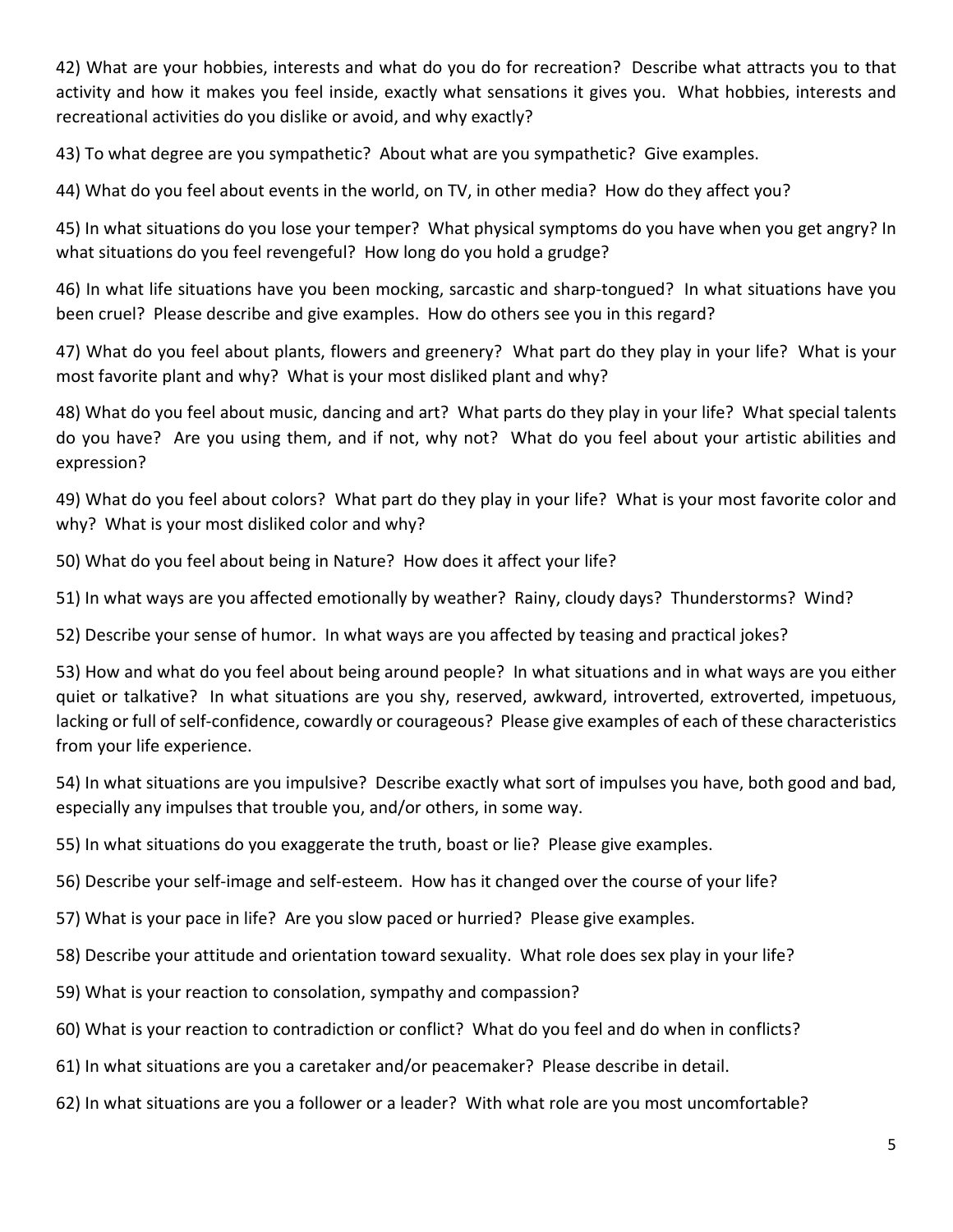42) What are your hobbies, interests and what do you do for recreation? Describe what attracts you to that activity and how it makes you feel inside, exactly what sensations it gives you. What hobbies, interests and recreational activities do you dislike or avoid, and why exactly?

43) To what degree are you sympathetic? About what are you sympathetic? Give examples.

44) What do you feel about events in the world, on TV, in other media? How do they affect you?

45) In what situations do you lose your temper? What physical symptoms do you have when you get angry? In what situations do you feel revengeful? How long do you hold a grudge?

46) In what life situations have you been mocking, sarcastic and sharp-tongued? In what situations have you been cruel? Please describe and give examples. How do others see you in this regard?

47) What do you feel about plants, flowers and greenery? What part do they play in your life? What is your most favorite plant and why? What is your most disliked plant and why?

48) What do you feel about music, dancing and art? What parts do they play in your life? What special talents do you have? Are you using them, and if not, why not? What do you feel about your artistic abilities and expression?

49) What do you feel about colors? What part do they play in your life? What is your most favorite color and why? What is your most disliked color and why?

50) What do you feel about being in Nature? How does it affect your life?

51) In what ways are you affected emotionally by weather? Rainy, cloudy days? Thunderstorms? Wind?

52) Describe your sense of humor. In what ways are you affected by teasing and practical jokes?

53) How and what do you feel about being around people? In what situations and in what ways are you either quiet or talkative? In what situations are you shy, reserved, awkward, introverted, extroverted, impetuous, lacking or full of self-confidence, cowardly or courageous? Please give examples of each of these characteristics from your life experience.

54) In what situations are you impulsive? Describe exactly what sort of impulses you have, both good and bad, especially any impulses that trouble you, and/or others, in some way.

55) In what situations do you exaggerate the truth, boast or lie? Please give examples.

56) Describe your self-image and self-esteem. How has it changed over the course of your life?

57) What is your pace in life? Are you slow paced or hurried? Please give examples.

58) Describe your attitude and orientation toward sexuality. What role does sex play in your life?

59) What is your reaction to consolation, sympathy and compassion?

60) What is your reaction to contradiction or conflict? What do you feel and do when in conflicts?

61) In what situations are you a caretaker and/or peacemaker? Please describe in detail.

62) In what situations are you a follower or a leader? With what role are you most uncomfortable?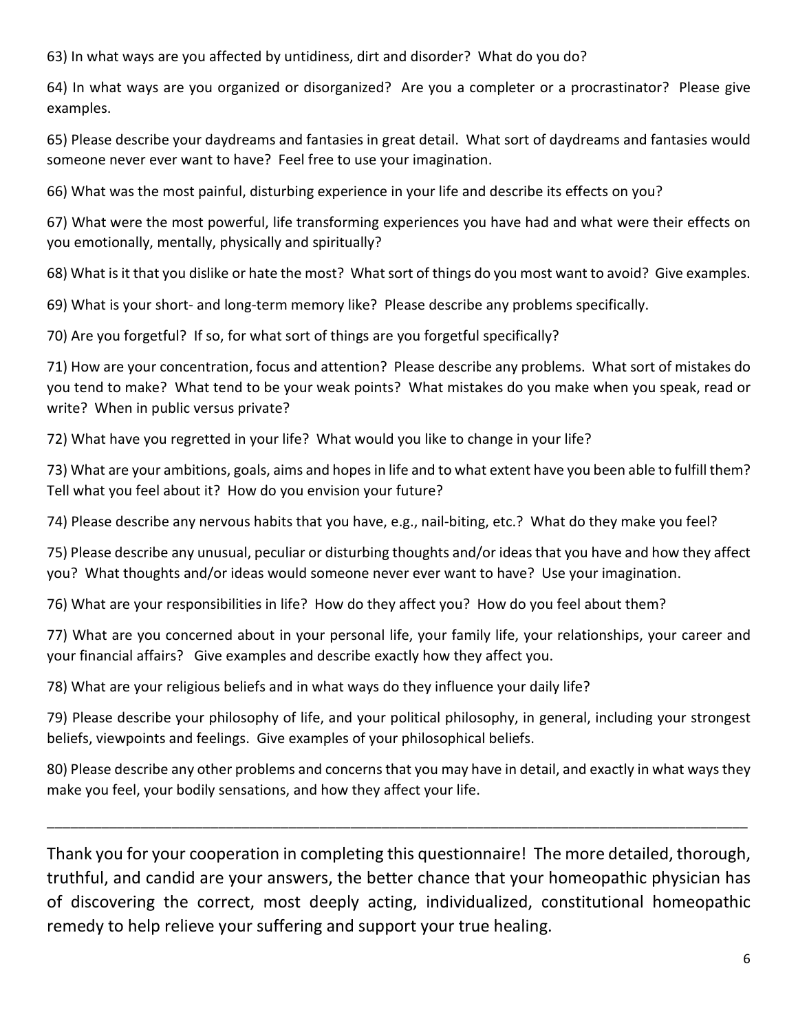63) In what ways are you affected by untidiness, dirt and disorder? What do you do?

64) In what ways are you organized or disorganized? Are you a completer or a procrastinator? Please give examples.

65) Please describe your daydreams and fantasies in great detail. What sort of daydreams and fantasies would someone never ever want to have? Feel free to use your imagination.

66) What was the most painful, disturbing experience in your life and describe its effects on you?

67) What were the most powerful, life transforming experiences you have had and what were their effects on you emotionally, mentally, physically and spiritually?

68) What is it that you dislike or hate the most? What sort of things do you most want to avoid? Give examples.

69) What is your short- and long-term memory like? Please describe any problems specifically.

70) Are you forgetful? If so, for what sort of things are you forgetful specifically?

71) How are your concentration, focus and attention? Please describe any problems. What sort of mistakes do you tend to make? What tend to be your weak points? What mistakes do you make when you speak, read or write? When in public versus private?

72) What have you regretted in your life? What would you like to change in your life?

73) What are your ambitions, goals, aims and hopes in life and to what extent have you been able to fulfill them? Tell what you feel about it? How do you envision your future?

74) Please describe any nervous habits that you have, e.g., nail-biting, etc.? What do they make you feel?

75) Please describe any unusual, peculiar or disturbing thoughts and/or ideas that you have and how they affect you? What thoughts and/or ideas would someone never ever want to have? Use your imagination.

76) What are your responsibilities in life? How do they affect you? How do you feel about them?

77) What are you concerned about in your personal life, your family life, your relationships, your career and your financial affairs? Give examples and describe exactly how they affect you.

78) What are your religious beliefs and in what ways do they influence your daily life?

79) Please describe your philosophy of life, and your political philosophy, in general, including your strongest beliefs, viewpoints and feelings. Give examples of your philosophical beliefs.

80) Please describe any other problems and concerns that you may have in detail, and exactly in what ways they make you feel, your bodily sensations, and how they affect your life.

---

Thank you for your cooperation in completing this questionnaire! The more detailed, thorough, truthful, and candid are your answers, the better chance that your homeopathic physician has of discovering the correct, most deeply acting, individualized, constitutional homeopathic remedy to help relieve your suffering and support your true healing.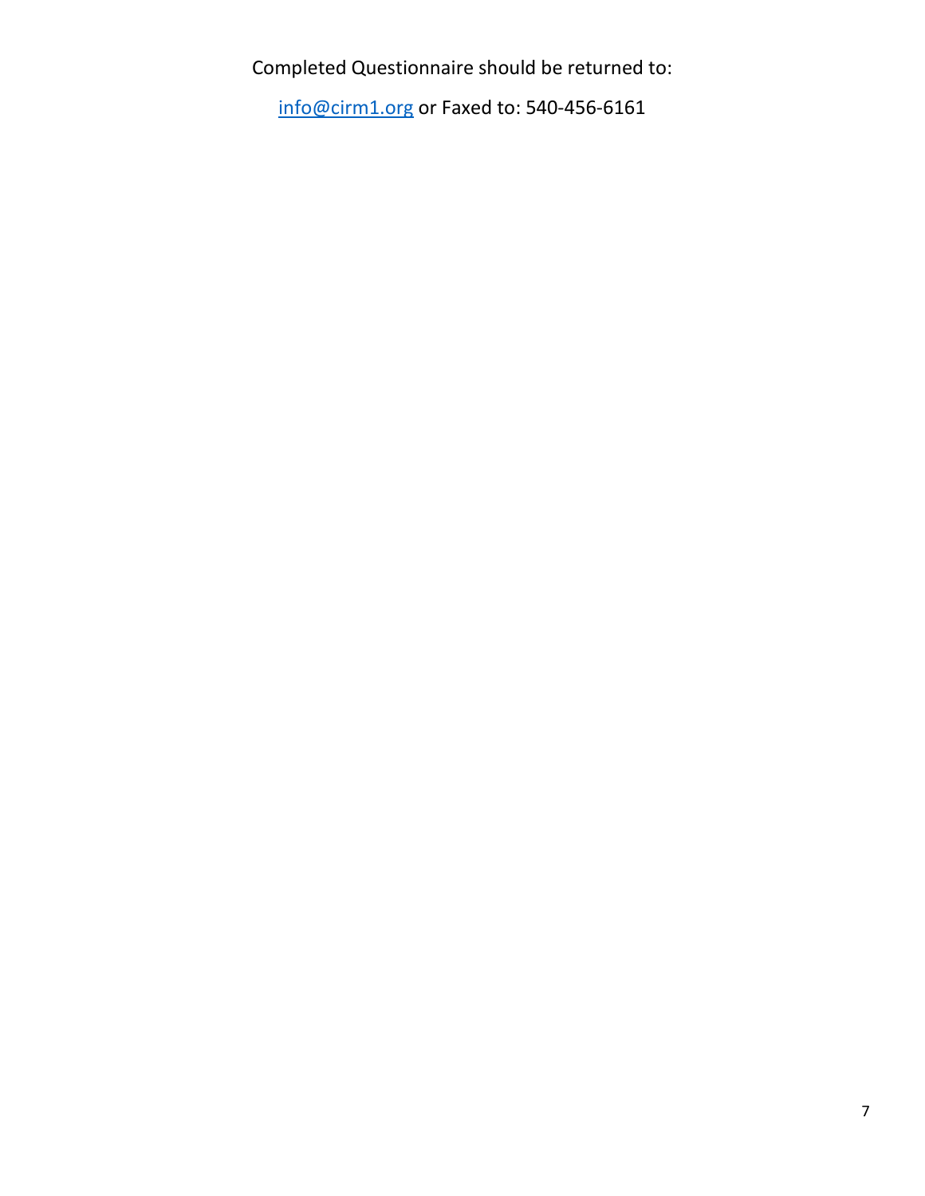Completed Questionnaire should be returned to:

[info@cirm1.org](mailto:info@cirm1.org) or Faxed to: 540-456-6161